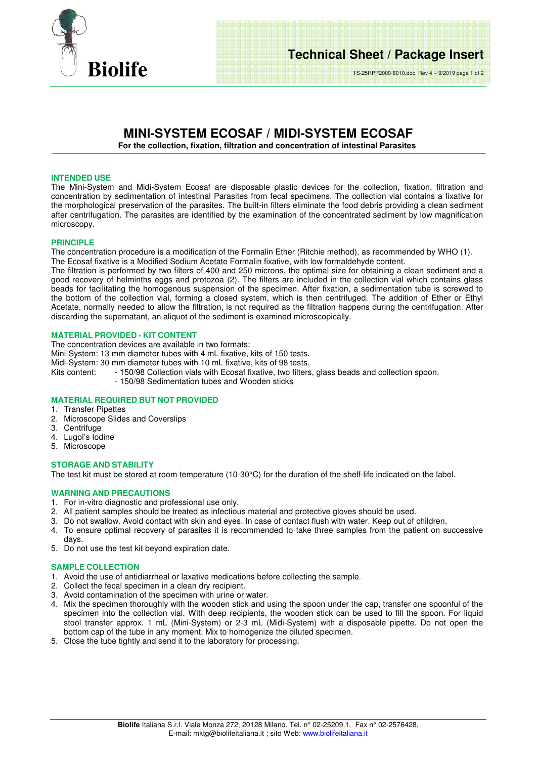# MINI-SYSTEM ECOSAF / MIDI-SYSTEM ECOSAF

**For the collection, fixation, filtration and concentration of intestinal Parasites**

## INTENDED USE

The Mini-System and Midi-System Ecosaf are disposable plastic devices for the collection, fixation, filtration and concentration by sedimentation of intestinal Parasites from fecal specimens. The collection vial contains a fixative for the morphological preservation of the parasites. The built-in filters eliminate the food debris providing a clean sediment after centrifugation. The parasites are identified by the examination of the concentrated sediment by low magnification microscopy.

## PRINCIPLE

The concentration procedure is a modification of the Formalin Ether (Ritchie method), as recommended by WHO (1).
The Ecosaf fixative is a Modified Sodium Acetate Formalin fixative, with low formaldehyde content.
The filtration is performed by two filters of 400 and 250 microns, the optimal size for obtaining a clean sediment and a good recovery of helminths eggs and protozoa (2). The filters are included in the collection vial which contains glass beads for facilitating the homogenous suspension of the specimen. After fixation, a sedimentation tube is screwed to the bottom of the collection vial, forming a closed system, which is then centrifuged. The addition of Ether or Ethyl Acetate, normally needed to allow the filtration, is not required as the filtration happens during the centrifugation. After discarding the supernatant, an aliquot of the sediment is examined microscopically.

## MATERIAL PROVIDED - KIT CONTENT

The concentration devices are available in two formats:
Mini-System: 13 mm diameter tubes with 4 mL fixative, kits of 150 tests.
Midi-System: 30 mm diameter tubes with 10 mL fixative, kits of 98 tests.
Kits content:
- 150/98 Collection vials with Ecosaf fixative, two filters, glass beads and collection spoon.
- 150/98 Sedimentation tubes and Wooden sticks

## MATERIAL REQUIRED BUT NOT PROVIDED

1. Transfer Pipettes
2. Microscope Slides and Coverslips
3. Centrifuge
4. Lugol's Iodine
5. Microscope

## STORAGE AND STABILITY

The test kit must be stored at room temperature (10-30°C) for the duration of the shelf-life indicated on the label.

## WARNING AND PRECAUTIONS

1. For in-vitro diagnostic and professional use only.
2. All patient samples should be treated as infectious material and protective gloves should be used.
3. Do not swallow. Avoid contact with skin and eyes. In case of contact flush with water. Keep out of children.
4. To ensure optimal recovery of parasites it is recommended to take three samples from the patient on successive days.
5. Do not use the test kit beyond expiration date.

## SAMPLE COLLECTION

1. Avoid the use of antidiarrheal or laxative medications before collecting the sample.
2. Collect the fecal specimen in a clean dry recipient.
3. Avoid contamination of the specimen with urine or water.
4. Mix the specimen thoroughly with the wooden stick and using the spoon under the cap, transfer one spoonful of the specimen into the collection vial. With deep recipients, the wooden stick can be used to fill the spoon. For liquid stool transfer approx. 1 mL (Mini-System) or 2-3 mL (Midi-System) with a disposable pipette. Do not open the bottom cap of the tube in any moment. Mix to homogenize the diluted specimen.
5. Close the tube tightly and send it to the laboratory for processing.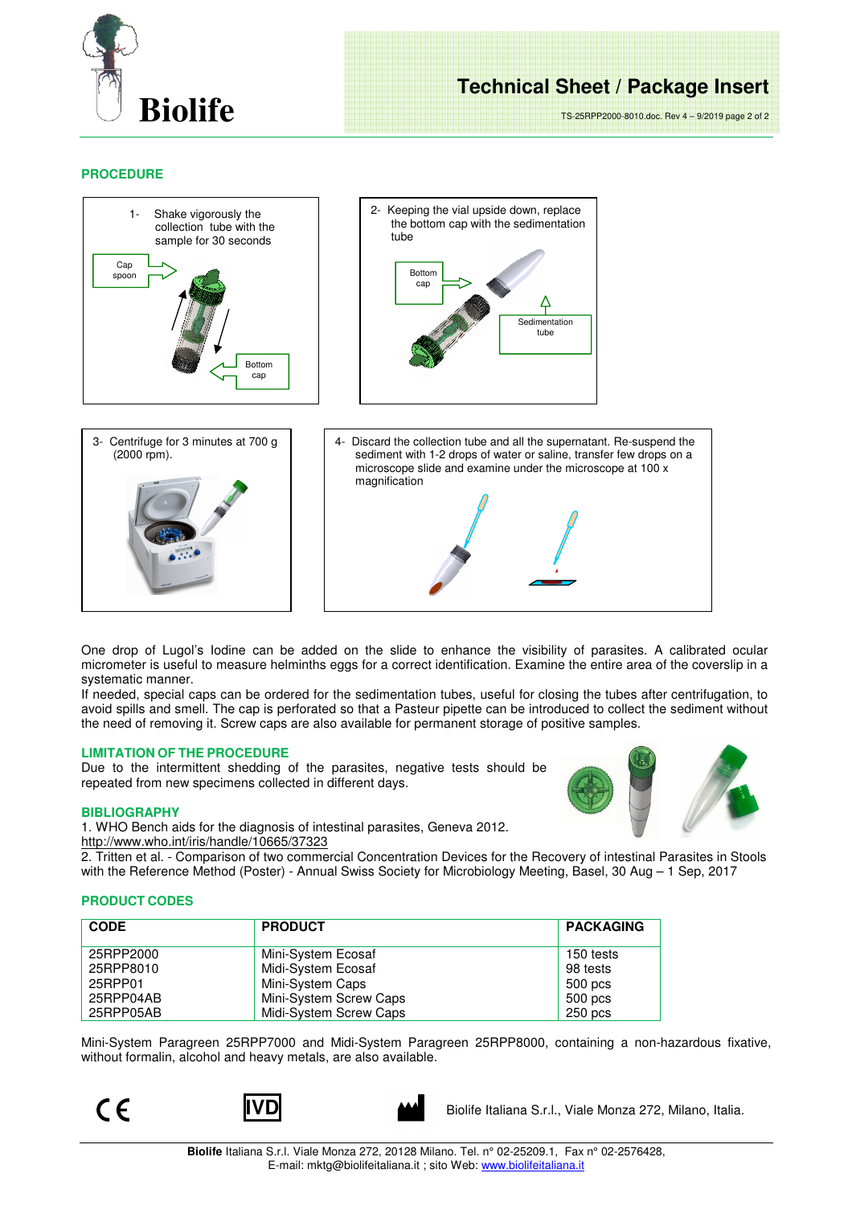## PROCEDURE

1- Shake vigorously the collection tube with the sample for 30 seconds

Cap spoon

Bottom cap

2- Keeping the vial upside down, replace the bottom cap with the sedimentation tube

Bottom cap

Sedimentation tube

3- Centrifuge for 3 minutes at 700 g (2000 rpm).

4- Discard the collection tube and all the supernatant. Re-suspend the sediment with 1-2 drops of water or saline, transfer few drops on a microscope slide and examine under the microscope at 100 x magnification

One drop of Lugol's Iodine can be added on the slide to enhance the visibility of parasites. A calibrated ocular micrometer is useful to measure helminths eggs for a correct identification. Examine the entire area of the coverslip in a systematic manner.

If needed, special caps can be ordered for the sedimentation tubes, useful for closing the tubes after centrifugation, to avoid spills and smell. The cap is perforated so that a Pasteur pipette can be introduced to collect the sediment without the need of removing it. Screw caps are also available for permanent storage of positive samples.

## LIMITATION OF THE PROCEDURE

Due to the intermittent shedding of the parasites, negative tests should be repeated from new specimens collected in different days.

## BIBLIOGRAPHY

1. WHO Bench aids for the diagnosis of intestinal parasites, Geneva 2012. http://www.who.int/iris/handle/10665/37323
2. Tritten et al. - Comparison of two commercial Concentration Devices for the Recovery of intestinal Parasites in Stools with the Reference Method (Poster) - Annual Swiss Society for Microbiology Meeting, Basel, 30 Aug – 1 Sep, 2017

## PRODUCT CODES

| CODE | PRODUCT | PACKAGING |
|---|---|---|
| 25RPP2000 | Mini-System Ecosaf | 150 tests |
| 25RPP8010 | Midi-System Ecosaf | 98 tests |
| 25RPP01 | Mini-System Caps | 500 pcs |
| 25RPP04AB | Mini-System Screw Caps | 500 pcs |
| 25RPP05AB | Midi-System Screw Caps | 250 pcs |

Mini-System Paragreen 25RPP7000 and Midi-System Paragreen 25RPP8000, containing a non-hazardous fixative, without formalin, alcohol and heavy metals, are also available.

CE IVD Biolife Italiana S.r.l., Viale Monza 272, Milano, Italia.

**Biolife** Italiana S.r.l. Viale Monza 272, 20128 Milano. Tel. n° 02-25209.1, Fax n° 02-2576428,
E-mail: mktg@biolifeitaliana.it ; sito Web: www.biolifeitaliana.it